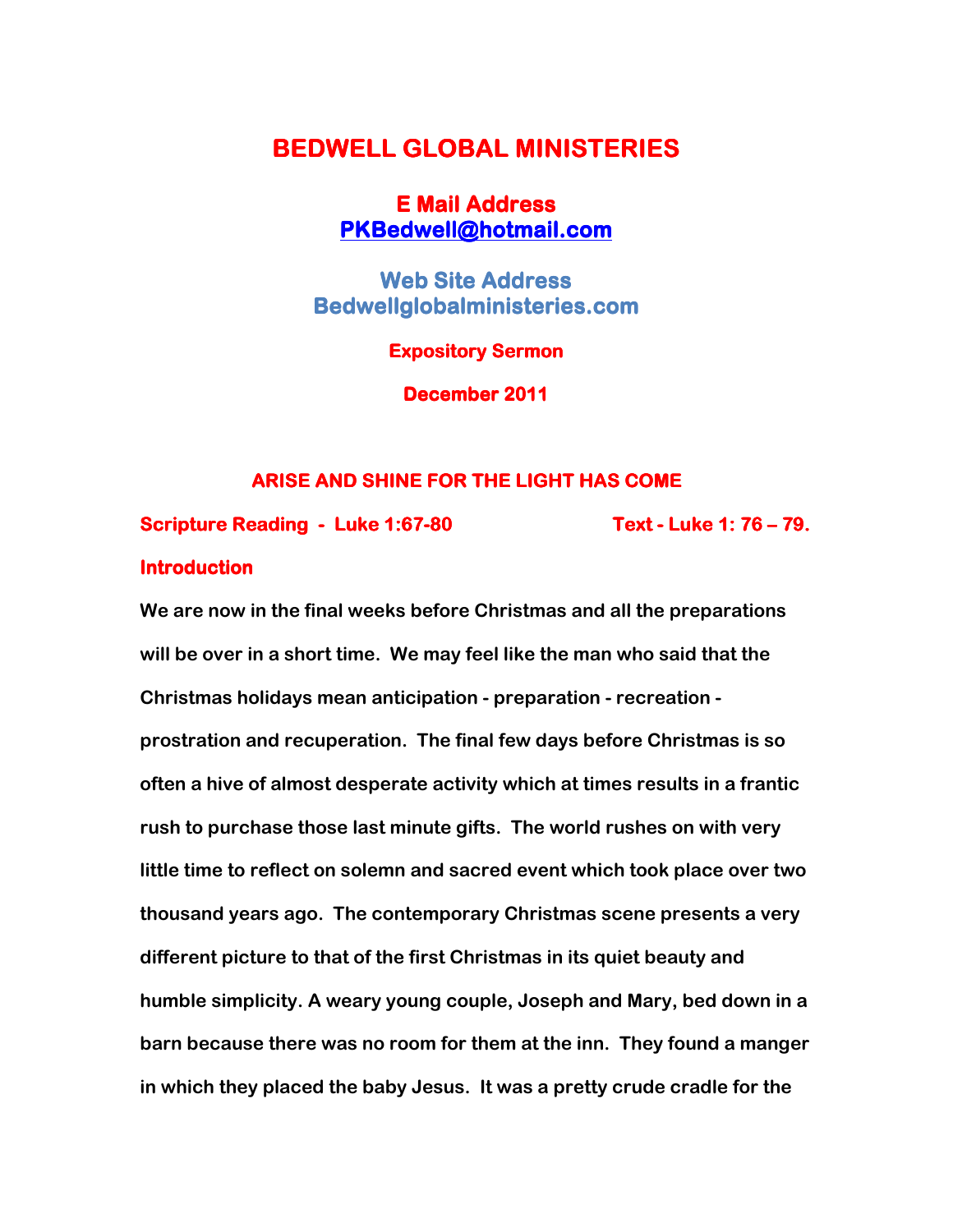# BEDWELL GLOBAL MINISTERIES

**E Mail Address**
**PKBedwell@hotmail.com**

**Web Site Address**
**Bedwellglobalministeries.com**

**Expository Sermon**

**December 2011**

## ARISE AND SHINE FOR THE LIGHT HAS COME

**Scripture Reading - Luke 1:67-80** **Text - Luke 1: 76 – 79.**

### Introduction

We are now in the final weeks before Christmas and all the preparations will be over in a short time. We may feel like the man who said that the Christmas holidays mean anticipation - preparation - recreation - prostration and recuperation. The final few days before Christmas is so often a hive of almost desperate activity which at times results in a frantic rush to purchase those last minute gifts. The world rushes on with very little time to reflect on solemn and sacred event which took place over two thousand years ago. The contemporary Christmas scene presents a very different picture to that of the first Christmas in its quiet beauty and humble simplicity. A weary young couple, Joseph and Mary, bed down in a barn because there was no room for them at the inn. They found a manger in which they placed the baby Jesus. It was a pretty crude cradle for the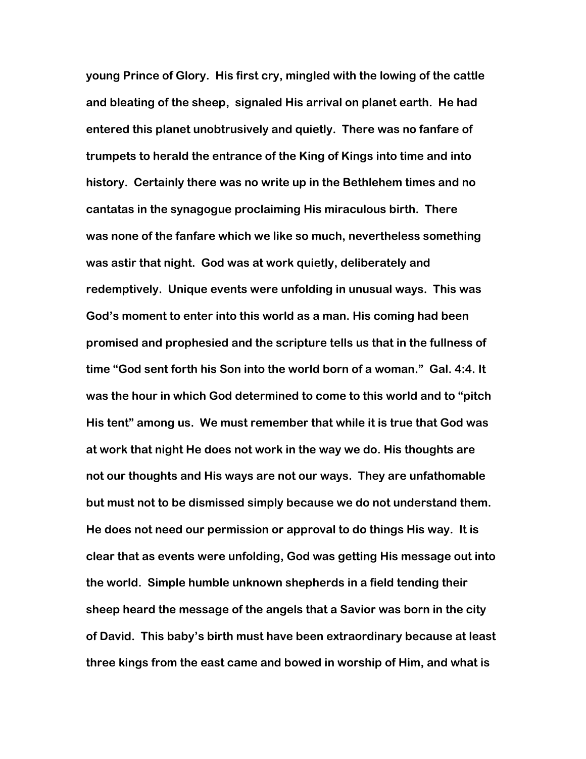young Prince of Glory. His first cry, mingled with the lowing of the cattle and bleating of the sheep, signaled His arrival on planet earth. He had entered this planet unobtrusively and quietly. There was no fanfare of trumpets to herald the entrance of the King of Kings into time and into history. Certainly there was no write up in the Bethlehem times and no cantatas in the synagogue proclaiming His miraculous birth. There was none of the fanfare which we like so much, nevertheless something was astir that night. God was at work quietly, deliberately and redemptively. Unique events were unfolding in unusual ways. This was God's moment to enter into this world as a man. His coming had been promised and prophesied and the scripture tells us that in the fullness of time "God sent forth his Son into the world born of a woman." Gal. 4:4. It was the hour in which God determined to come to this world and to "pitch His tent" among us. We must remember that while it is true that God was at work that night He does not work in the way we do. His thoughts are not our thoughts and His ways are not our ways. They are unfathomable but must not to be dismissed simply because we do not understand them. He does not need our permission or approval to do things His way. It is clear that as events were unfolding, God was getting His message out into the world. Simple humble unknown shepherds in a field tending their sheep heard the message of the angels that a Savior was born in the city of David. This baby's birth must have been extraordinary because at least three kings from the east came and bowed in worship of Him, and what is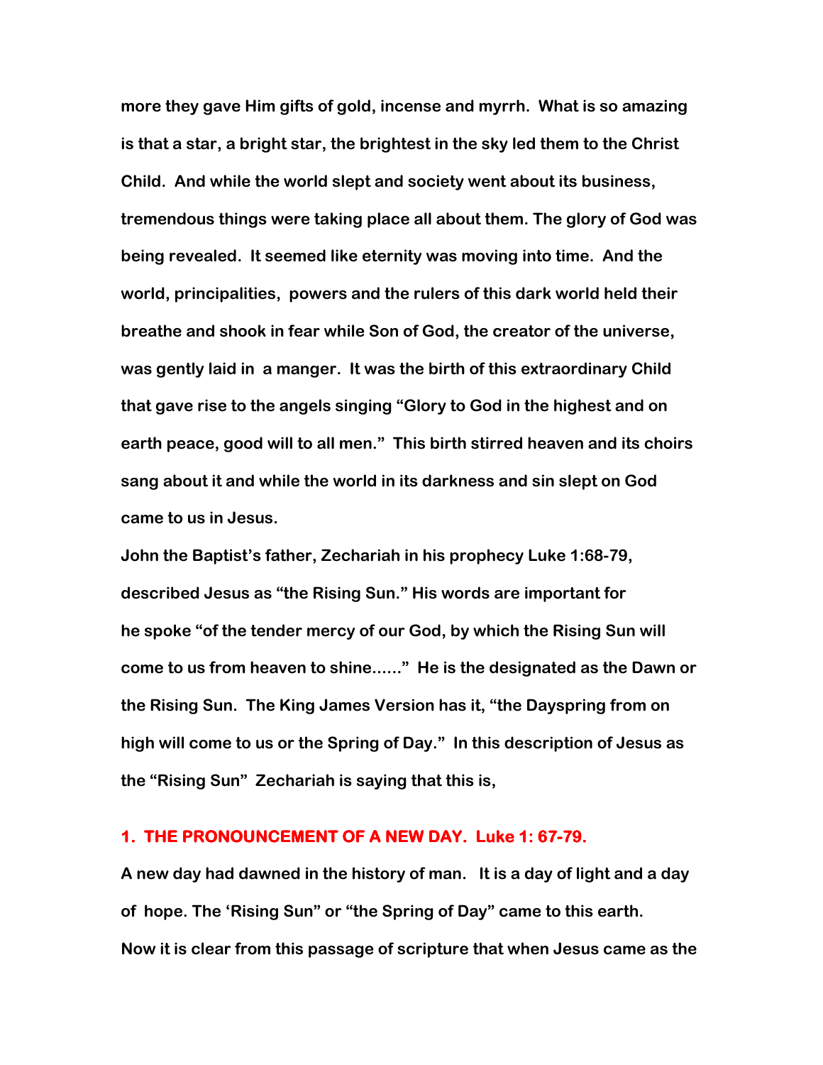**more they gave Him gifts of gold, incense and myrrh. What is so amazing is that a star, a bright star, the brightest in the sky led them to the Christ Child. And while the world slept and society went about its business, tremendous things were taking place all about them. The glory of God was being revealed. It seemed like eternity was moving into time. And the world, principalities, powers and the rulers of this dark world held their breathe and shook in fear while Son of God, the creator of the universe, was gently laid in a manger. It was the birth of this extraordinary Child that gave rise to the angels singing "Glory to God in the highest and on earth peace, good will to all men." This birth stirred heaven and its choirs sang about it and while the world in its darkness and sin slept on God came to us in Jesus.**

**John the Baptist's father, Zechariah in his prophecy Luke 1:68-79, described Jesus as "the Rising Sun." His words are important for he spoke "of the tender mercy of our God, by which the Rising Sun will come to us from heaven to shine......" He is the designated as the Dawn or the Rising Sun. The King James Version has it, "the Dayspring from on high will come to us or the Spring of Day." In this description of Jesus as the "Rising Sun" Zechariah is saying that this is,**

## 1. THE PRONOUNCEMENT OF A NEW DAY. Luke 1: 67-79.

**A new day had dawned in the history of man. It is a day of light and a day of hope. The 'Rising Sun" or "the Spring of Day" came to this earth. Now it is clear from this passage of scripture that when Jesus came as the**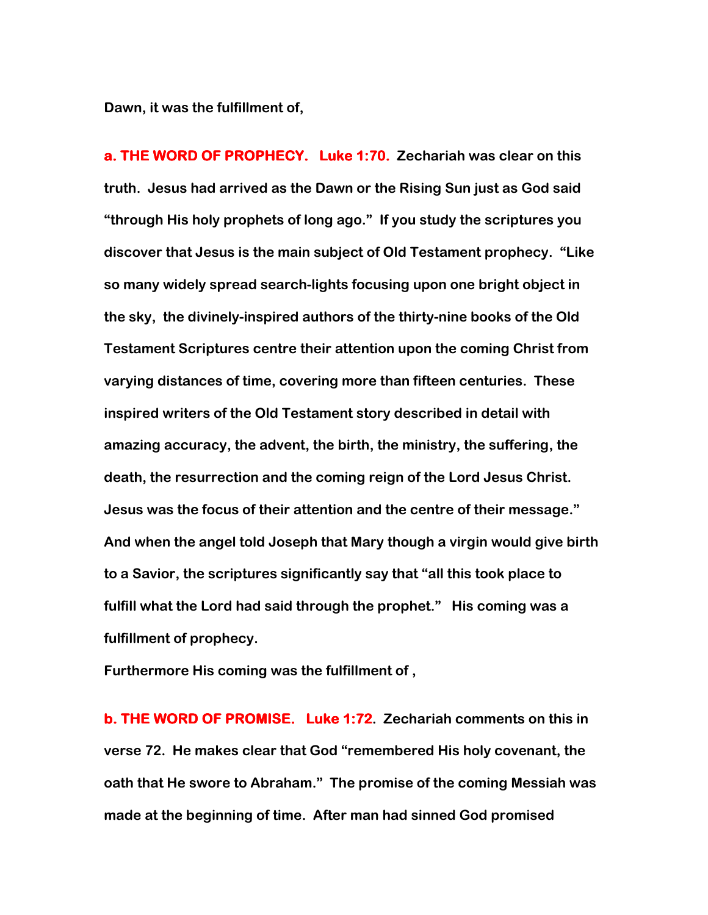**Dawn, it was the fulfillment of,**

**a. THE WORD OF PROPHECY. Luke 1:70.** **Zechariah was clear on this truth. Jesus had arrived as the Dawn or the Rising Sun just as God said "through His holy prophets of long ago." If you study the scriptures you discover that Jesus is the main subject of Old Testament prophecy. "Like so many widely spread search-lights focusing upon one bright object in the sky, the divinely-inspired authors of the thirty-nine books of the Old Testament Scriptures centre their attention upon the coming Christ from varying distances of time, covering more than fifteen centuries. These inspired writers of the Old Testament story described in detail with amazing accuracy, the advent, the birth, the ministry, the suffering, the death, the resurrection and the coming reign of the Lord Jesus Christ. Jesus was the focus of their attention and the centre of their message." And when the angel told Joseph that Mary though a virgin would give birth to a Savior, the scriptures significantly say that "all this took place to fulfill what the Lord had said through the prophet." His coming was a fulfillment of prophecy.**

**Furthermore His coming was the fulfillment of ,**

**b. THE WORD OF PROMISE. Luke 1:72.** **Zechariah comments on this in verse 72. He makes clear that God "remembered His holy covenant, the oath that He swore to Abraham." The promise of the coming Messiah was made at the beginning of time. After man had sinned God promised**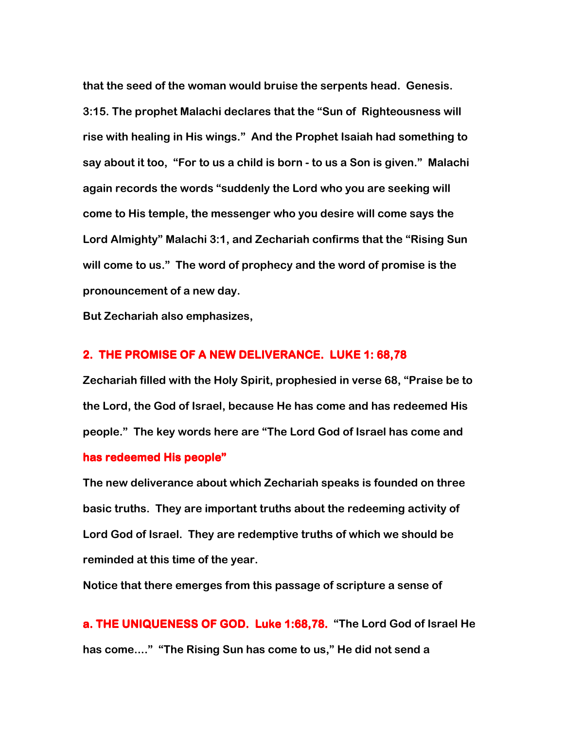**that the seed of the woman would bruise the serpents head. Genesis. 3:15. The prophet Malachi declares that the "Sun of Righteousness will rise with healing in His wings." And the Prophet Isaiah had something to say about it too, "For to us a child is born - to us a Son is given." Malachi again records the words "suddenly the Lord who you are seeking will come to His temple, the messenger who you desire will come says the Lord Almighty" Malachi 3:1, and Zechariah confirms that the "Rising Sun will come to us." The word of prophecy and the word of promise is the pronouncement of a new day.**

**But Zechariah also emphasizes,**

## 2. THE PROMISE OF A NEW DELIVERANCE. LUKE 1: 68,78

**Zechariah filled with the Holy Spirit, prophesied in verse 68, "Praise be to the Lord, the God of Israel, because He has come and has redeemed His people." The key words here are "The Lord God of Israel has come and has redeemed His people"**

**The new deliverance about which Zechariah speaks is founded on three basic truths. They are important truths about the redeeming activity of Lord God of Israel. They are redemptive truths of which we should be reminded at this time of the year.**

**Notice that there emerges from this passage of scripture a sense of**

**a. THE UNIQUENESS OF GOD. Luke 1:68,78.** **"The Lord God of Israel He has come...." "The Rising Sun has come to us," He did not send a**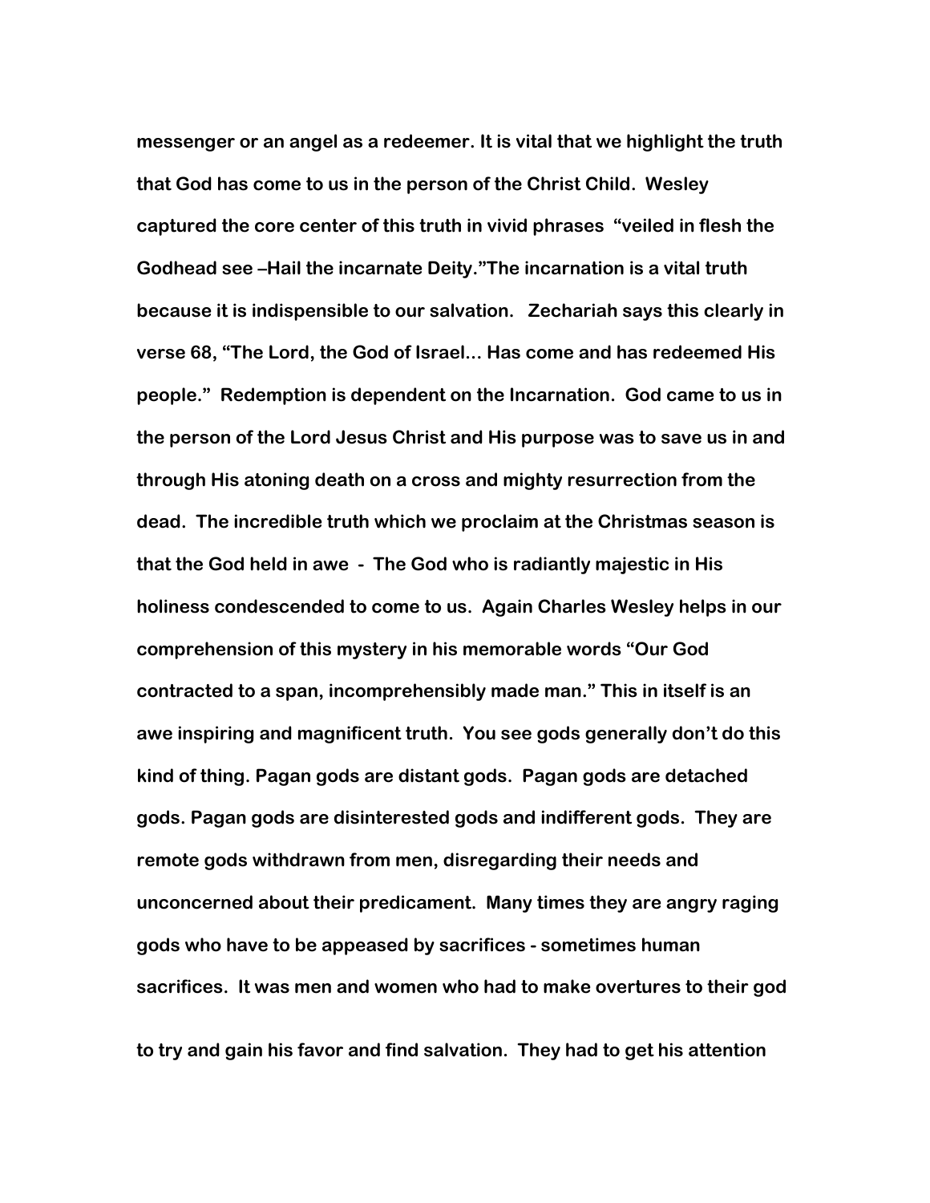messenger or an angel as a redeemer. It is vital that we highlight the truth that God has come to us in the person of the Christ Child. Wesley captured the core center of this truth in vivid phrases "veiled in flesh the Godhead see –Hail the incarnate Deity."The incarnation is a vital truth because it is indispensible to our salvation. Zechariah says this clearly in verse 68, "The Lord, the God of Israel… Has come and has redeemed His people." Redemption is dependent on the Incarnation. God came to us in the person of the Lord Jesus Christ and His purpose was to save us in and through His atoning death on a cross and mighty resurrection from the dead. The incredible truth which we proclaim at the Christmas season is that the God held in awe - The God who is radiantly majestic in His holiness condescended to come to us. Again Charles Wesley helps in our comprehension of this mystery in his memorable words "Our God contracted to a span, incomprehensibly made man." This in itself is an awe inspiring and magnificent truth. You see gods generally don't do this kind of thing. Pagan gods are distant gods. Pagan gods are detached gods. Pagan gods are disinterested gods and indifferent gods. They are remote gods withdrawn from men, disregarding their needs and unconcerned about their predicament. Many times they are angry raging gods who have to be appeased by sacrifices - sometimes human sacrifices. It was men and women who had to make overtures to their god to try and gain his favor and find salvation. They had to get his attention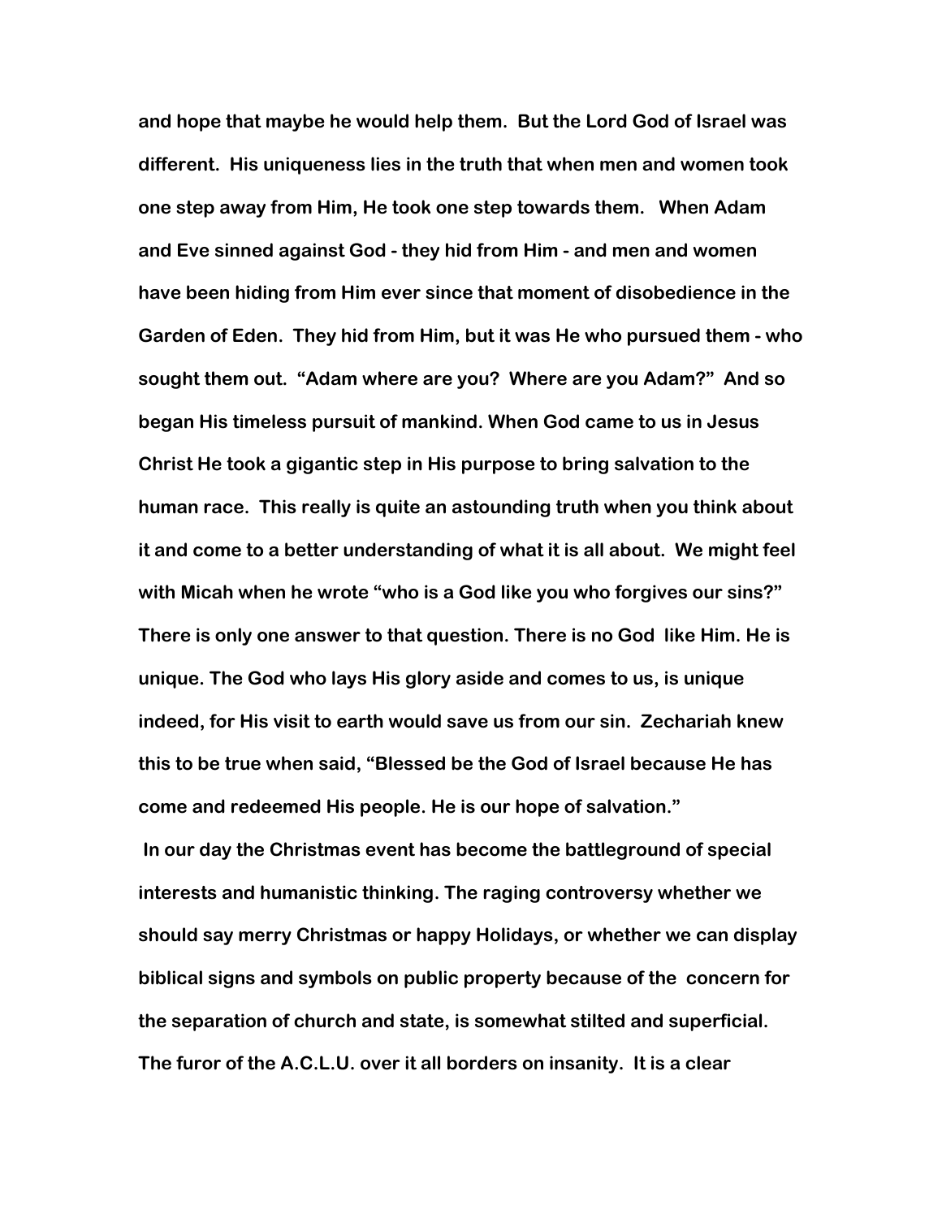and hope that maybe he would help them. But the Lord God of Israel was different. His uniqueness lies in the truth that when men and women took one step away from Him, He took one step towards them. When Adam and Eve sinned against God - they hid from Him - and men and women have been hiding from Him ever since that moment of disobedience in the Garden of Eden. They hid from Him, but it was He who pursued them - who sought them out. "Adam where are you? Where are you Adam?" And so began His timeless pursuit of mankind. When God came to us in Jesus Christ He took a gigantic step in His purpose to bring salvation to the human race. This really is quite an astounding truth when you think about it and come to a better understanding of what it is all about. We might feel with Micah when he wrote "who is a God like you who forgives our sins?" There is only one answer to that question. There is no God like Him. He is unique. The God who lays His glory aside and comes to us, is unique indeed, for His visit to earth would save us from our sin. Zechariah knew this to be true when said, "Blessed be the God of Israel because He has come and redeemed His people. He is our hope of salvation."

In our day the Christmas event has become the battleground of special interests and humanistic thinking. The raging controversy whether we should say merry Christmas or happy Holidays, or whether we can display biblical signs and symbols on public property because of the concern for the separation of church and state, is somewhat stilted and superficial. The furor of the A.C.L.U. over it all borders on insanity. It is a clear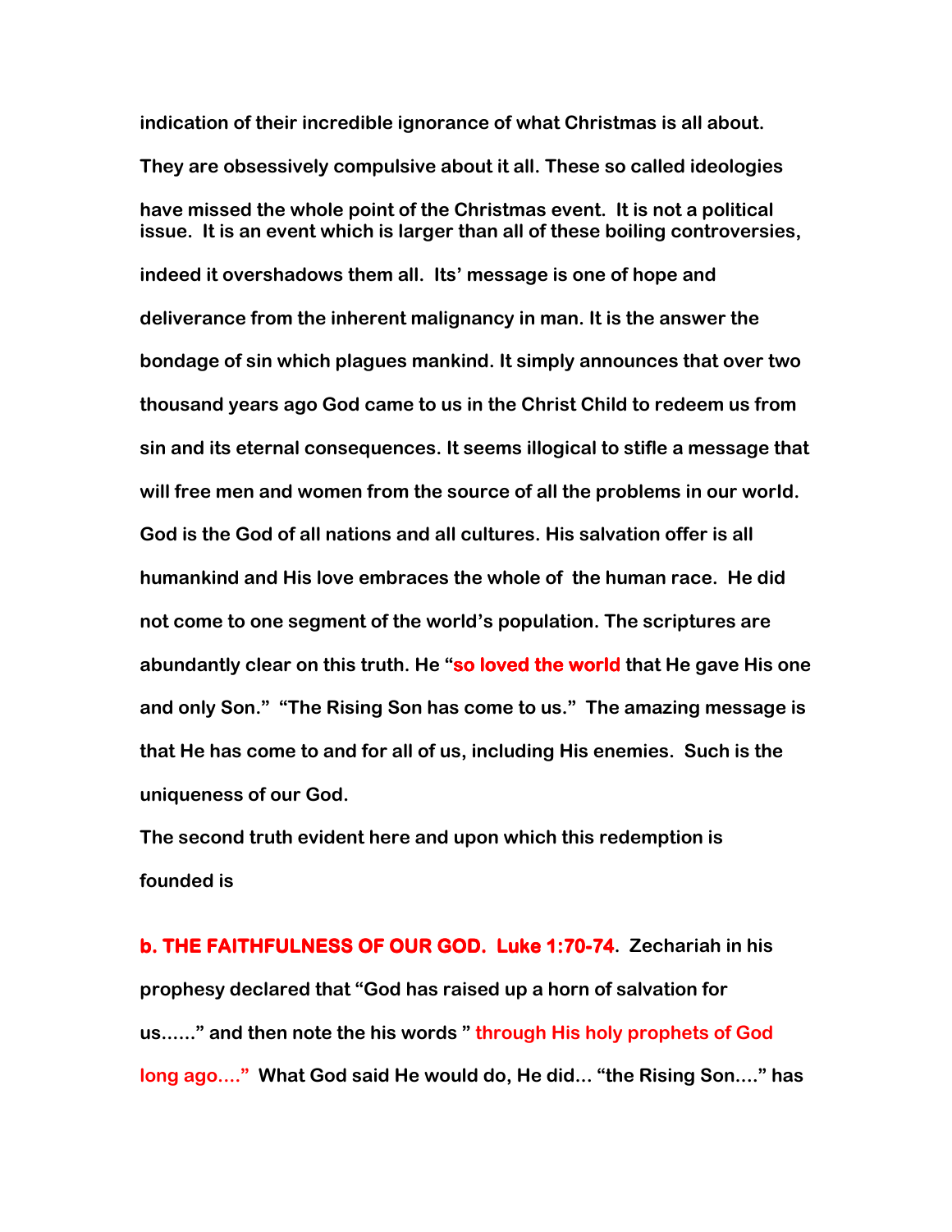**indication of their incredible ignorance of what Christmas is all about. They are obsessively compulsive about it all. These so called ideologies have missed the whole point of the Christmas event. It is not a political issue. It is an event which is larger than all of these boiling controversies, indeed it overshadows them all. Its' message is one of hope and deliverance from the inherent malignancy in man. It is the answer the bondage of sin which plagues mankind. It simply announces that over two thousand years ago God came to us in the Christ Child to redeem us from sin and its eternal consequences. It seems illogical to stifle a message that will free men and women from the source of all the problems in our world. God is the God of all nations and all cultures. His salvation offer is all humankind and His love embraces the whole of the human race. He did not come to one segment of the world's population. The scriptures are abundantly clear on this truth. He "so loved the world that He gave His one and only Son." "The Rising Son has come to us." The amazing message is that He has come to and for all of us, including His enemies. Such is the uniqueness of our God.**

**The second truth evident here and upon which this redemption is founded is**

**b. THE FAITHFULNESS OF OUR GOD. Luke 1:70-74. Zechariah in his prophesy declared that "God has raised up a horn of salvation for us......" and then note the his words " through His holy prophets of God long ago...." What God said He would do, He did... "the Rising Son...." has**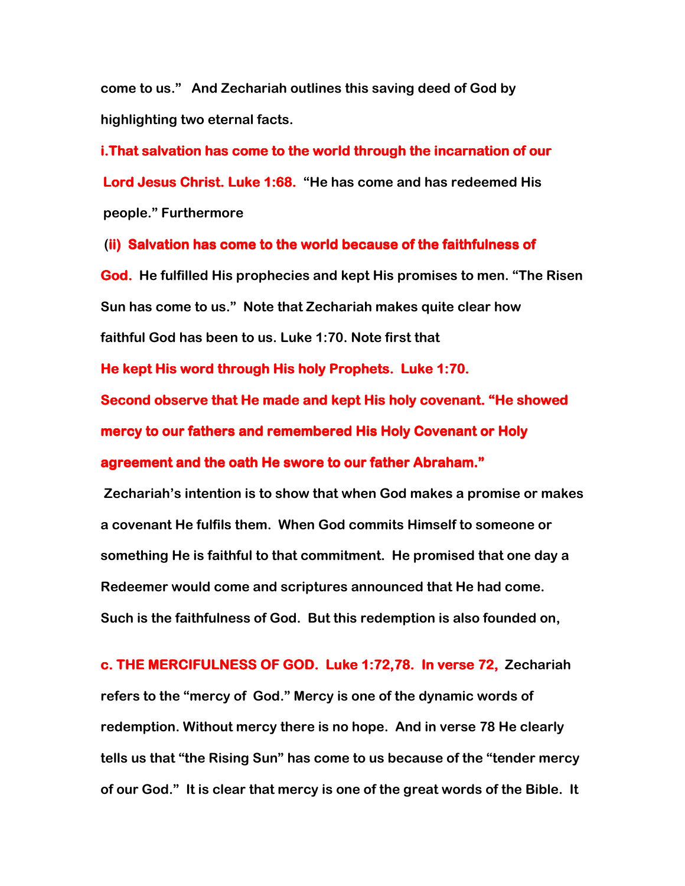come to us." And Zechariah outlines this saving deed of God by highlighting two eternal facts.

**i.That salvation has come to the world through the incarnation of our Lord Jesus Christ. Luke 1:68.** "He has come and has redeemed His people." Furthermore

**(ii) Salvation has come to the world because of the faithfulness of God.** He fulfilled His prophecies and kept His promises to men. "The Risen Sun has come to us." Note that Zechariah makes quite clear how faithful God has been to us. Luke 1:70. Note first that

**He kept His word through His holy Prophets. Luke 1:70.**

**Second observe that He made and kept His holy covenant. "He showed mercy to our fathers and remembered His Holy Covenant or Holy agreement and the oath He swore to our father Abraham."**

Zechariah's intention is to show that when God makes a promise or makes a covenant He fulfils them. When God commits Himself to someone or something He is faithful to that commitment. He promised that one day a Redeemer would come and scriptures announced that He had come. Such is the faithfulness of God. But this redemption is also founded on,

**c. THE MERCIFULNESS OF GOD. Luke 1:72,78. In verse 72,** Zechariah refers to the "mercy of God." Mercy is one of the dynamic words of redemption. Without mercy there is no hope. And in verse 78 He clearly tells us that "the Rising Sun" has come to us because of the "tender mercy of our God." It is clear that mercy is one of the great words of the Bible. It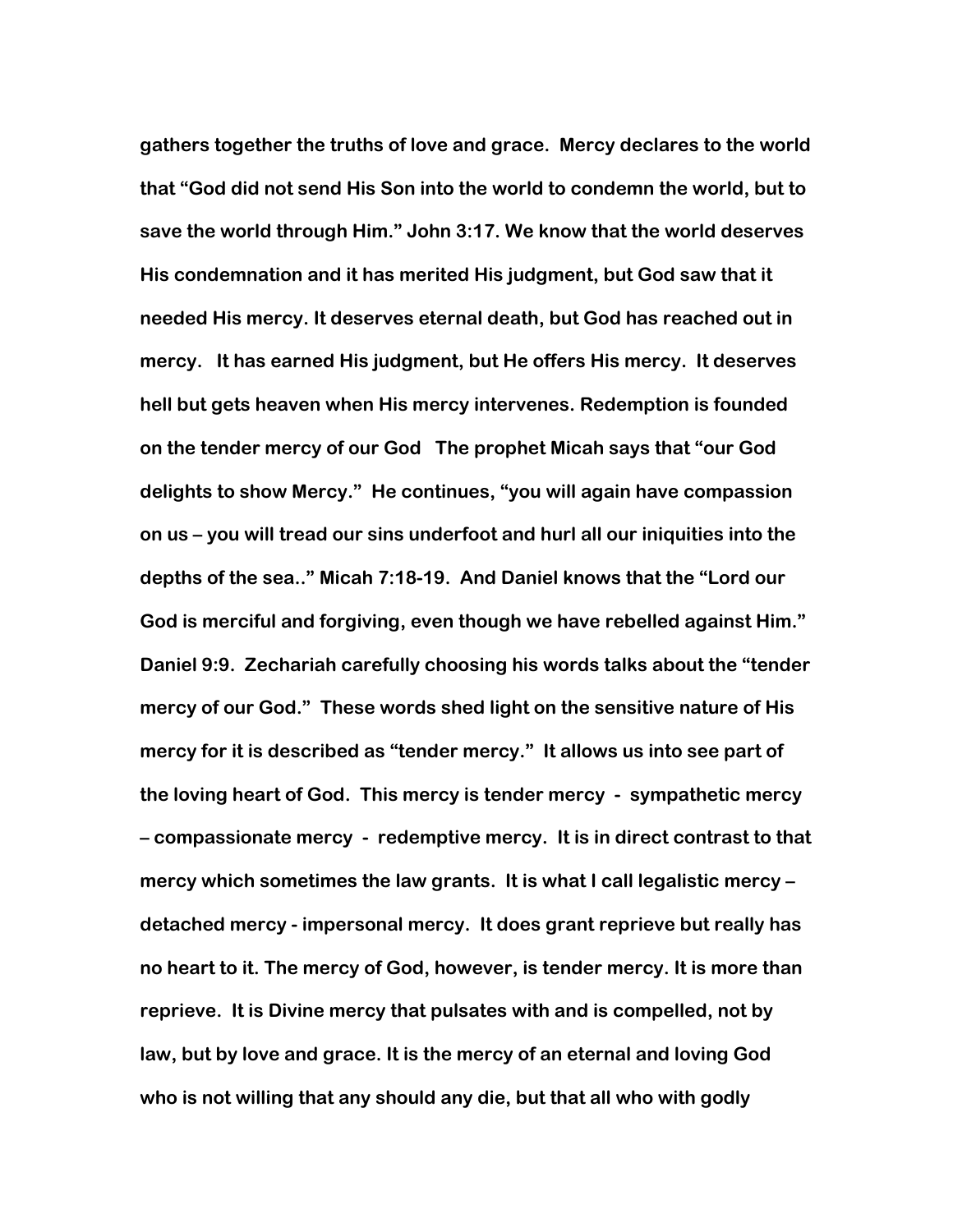gathers together the truths of love and grace. Mercy declares to the world that "God did not send His Son into the world to condemn the world, but to save the world through Him." John 3:17. We know that the world deserves His condemnation and it has merited His judgment, but God saw that it needed His mercy. It deserves eternal death, but God has reached out in mercy. It has earned His judgment, but He offers His mercy. It deserves hell but gets heaven when His mercy intervenes. Redemption is founded on the tender mercy of our God The prophet Micah says that "our God delights to show Mercy." He continues, "you will again have compassion on us – you will tread our sins underfoot and hurl all our iniquities into the depths of the sea.." Micah 7:18-19. And Daniel knows that the "Lord our God is merciful and forgiving, even though we have rebelled against Him." Daniel 9:9. Zechariah carefully choosing his words talks about the "tender mercy of our God." These words shed light on the sensitive nature of His mercy for it is described as "tender mercy." It allows us into see part of the loving heart of God. This mercy is tender mercy - sympathetic mercy – compassionate mercy - redemptive mercy. It is in direct contrast to that mercy which sometimes the law grants. It is what I call legalistic mercy – detached mercy - impersonal mercy. It does grant reprieve but really has no heart to it. The mercy of God, however, is tender mercy. It is more than reprieve. It is Divine mercy that pulsates with and is compelled, not by law, but by love and grace. It is the mercy of an eternal and loving God who is not willing that any should any die, but that all who with godly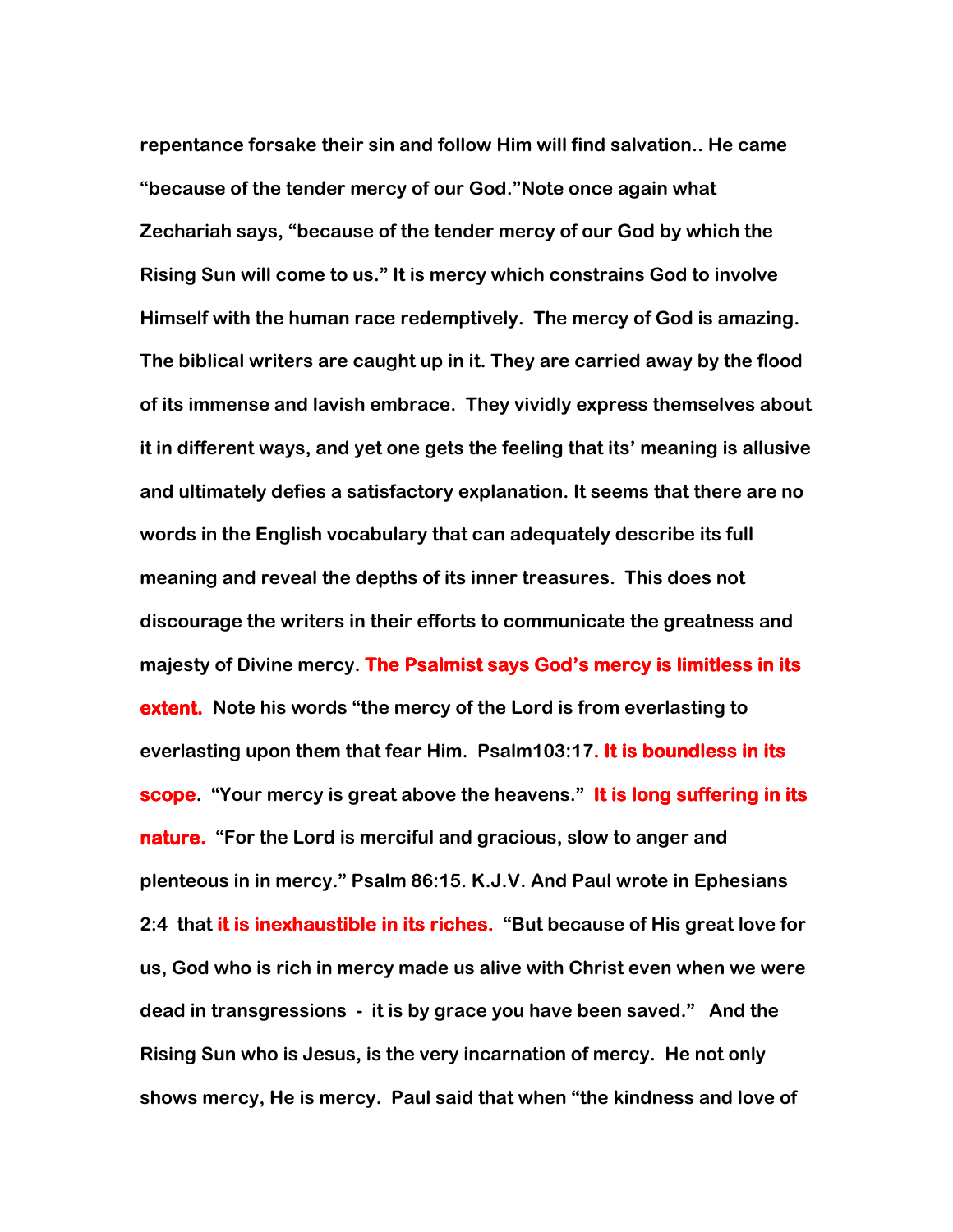**repentance forsake their sin and follow Him will find salvation.. He came “because of the tender mercy of our God.”Note once again what Zechariah says, “because of the tender mercy of our God by which the Rising Sun will come to us.” It is mercy which constrains God to involve Himself with the human race redemptively. The mercy of God is amazing. The biblical writers are caught up in it. They are carried away by the flood of its immense and lavish embrace. They vividly express themselves about it in different ways, and yet one gets the feeling that its’ meaning is allusive and ultimately defies a satisfactory explanation. It seems that there are no words in the English vocabulary that can adequately describe its full meaning and reveal the depths of its inner treasures. This does not discourage the writers in their efforts to communicate the greatness and majesty of Divine mercy. The Psalmist says God’s mercy is limitless in its extent. Note his words “the mercy of the Lord is from everlasting to everlasting upon them that fear Him. Psalm103:17. It is boundless in its scope. “Your mercy is great above the heavens.” It is long suffering in its nature. “For the Lord is merciful and gracious, slow to anger and plenteous in in mercy.” Psalm 86:15. K.J.V. And Paul wrote in Ephesians 2:4 that it is inexhaustible in its riches. “But because of His great love for us, God who is rich in mercy made us alive with Christ even when we were dead in transgressions - it is by grace you have been saved.” And the Rising Sun who is Jesus, is the very incarnation of mercy. He not only shows mercy, He is mercy. Paul said that when “the kindness and love of**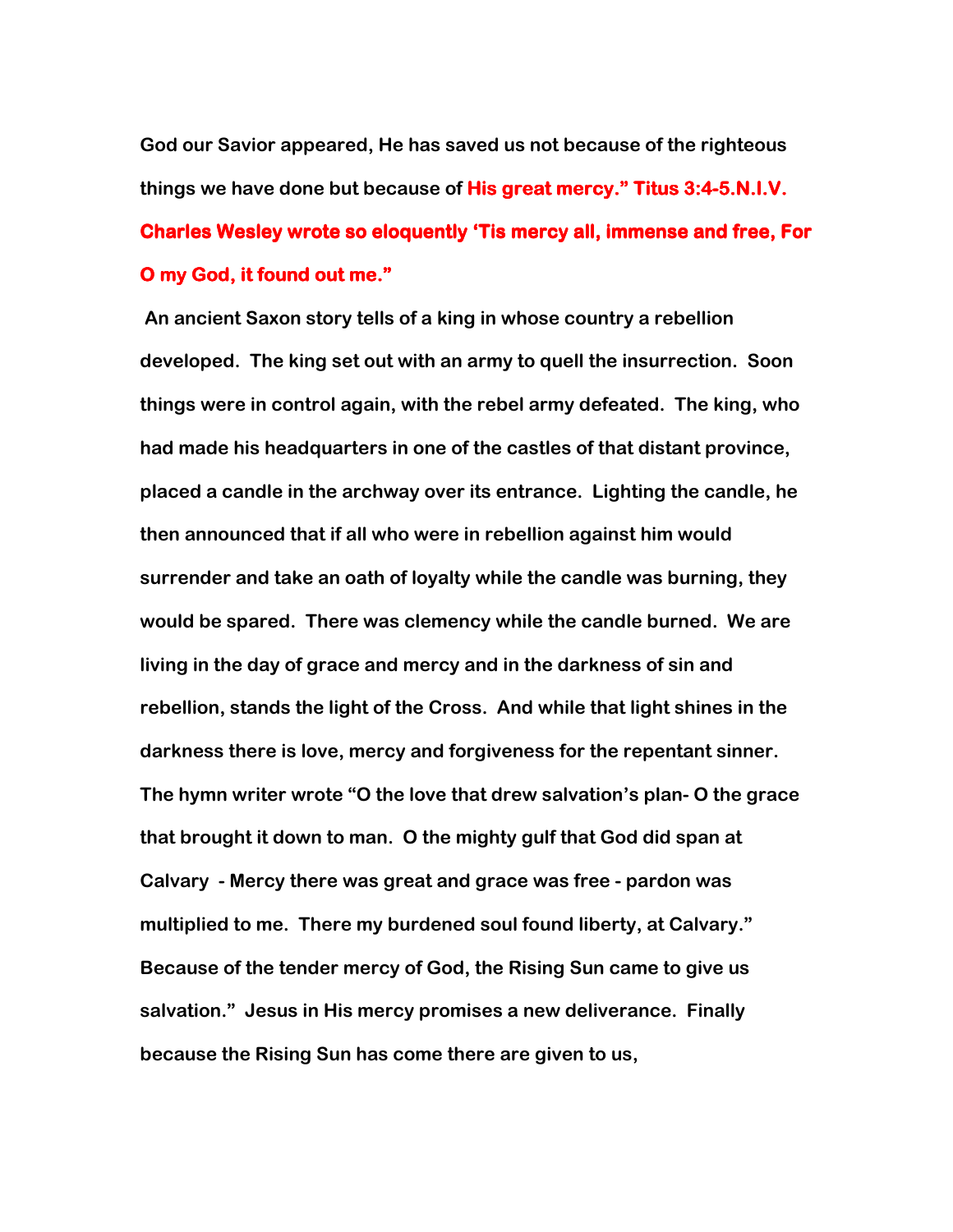**God our Savior appeared, He has saved us not because of the righteous things we have done but because of His great mercy." Titus 3:4-5.N.I.V. Charles Wesley wrote so eloquently 'Tis mercy all, immense and free, For O my God, it found out me."**

**An ancient Saxon story tells of a king in whose country a rebellion developed. The king set out with an army to quell the insurrection. Soon things were in control again, with the rebel army defeated. The king, who had made his headquarters in one of the castles of that distant province, placed a candle in the archway over its entrance. Lighting the candle, he then announced that if all who were in rebellion against him would surrender and take an oath of loyalty while the candle was burning, they would be spared. There was clemency while the candle burned. We are living in the day of grace and mercy and in the darkness of sin and rebellion, stands the light of the Cross. And while that light shines in the darkness there is love, mercy and forgiveness for the repentant sinner. The hymn writer wrote "O the love that drew salvation's plan- O the grace that brought it down to man. O the mighty gulf that God did span at Calvary - Mercy there was great and grace was free - pardon was multiplied to me. There my burdened soul found liberty, at Calvary." Because of the tender mercy of God, the Rising Sun came to give us salvation." Jesus in His mercy promises a new deliverance. Finally because the Rising Sun has come there are given to us,**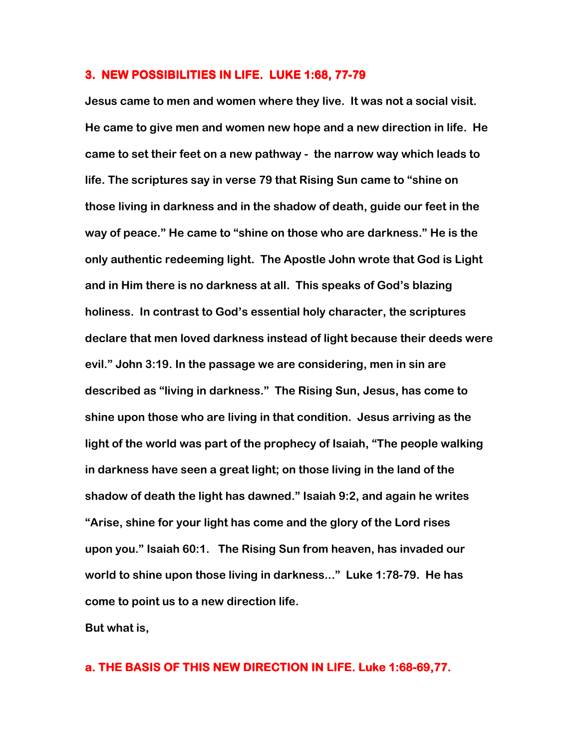### 3. NEW POSSIBILITIES IN LIFE. LUKE 1:68, 77-79

**Jesus came to men and women where they live. It was not a social visit. He came to give men and women new hope and a new direction in life. He came to set their feet on a new pathway - the narrow way which leads to life. The scriptures say in verse 79 that Rising Sun came to "shine on those living in darkness and in the shadow of death, guide our feet in the way of peace." He came to "shine on those who are darkness." He is the only authentic redeeming light. The Apostle John wrote that God is Light and in Him there is no darkness at all. This speaks of God's blazing holiness. In contrast to God's essential holy character, the scriptures declare that men loved darkness instead of light because their deeds were evil." John 3:19. In the passage we are considering, men in sin are described as "living in darkness." The Rising Sun, Jesus, has come to shine upon those who are living in that condition. Jesus arriving as the light of the world was part of the prophecy of Isaiah, "The people walking in darkness have seen a great light; on those living in the land of the shadow of death the light has dawned." Isaiah 9:2, and again he writes "Arise, shine for your light has come and the glory of the Lord rises upon you." Isaiah 60:1. The Rising Sun from heaven, has invaded our world to shine upon those living in darkness..." Luke 1:78-79. He has come to point us to a new direction life.**

**But what is,**

#### a. THE BASIS OF THIS NEW DIRECTION IN LIFE. Luke 1:68-69,77.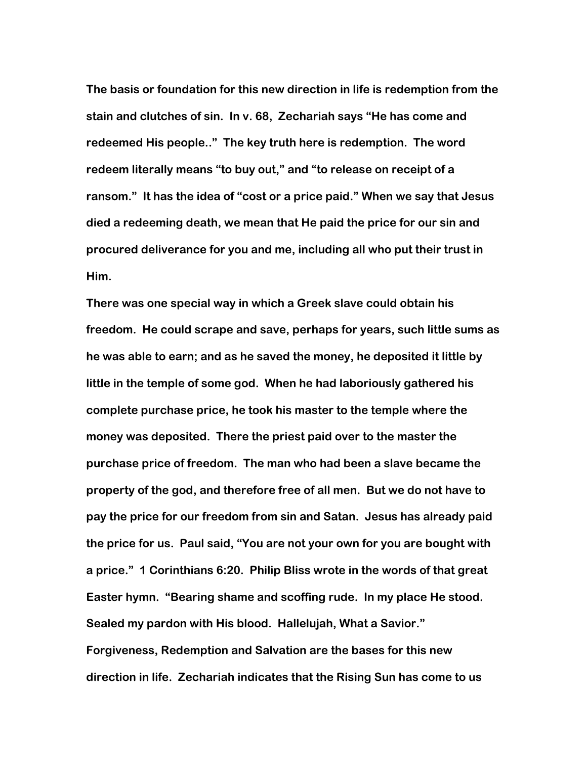The basis or foundation for this new direction in life is redemption from the stain and clutches of sin. In v. 68, Zechariah says "He has come and redeemed His people.." The key truth here is redemption. The word redeem literally means "to buy out," and "to release on receipt of a ransom." It has the idea of "cost or a price paid." When we say that Jesus died a redeeming death, we mean that He paid the price for our sin and procured deliverance for you and me, including all who put their trust in Him.

There was one special way in which a Greek slave could obtain his freedom. He could scrape and save, perhaps for years, such little sums as he was able to earn; and as he saved the money, he deposited it little by little in the temple of some god. When he had laboriously gathered his complete purchase price, he took his master to the temple where the money was deposited. There the priest paid over to the master the purchase price of freedom. The man who had been a slave became the property of the god, and therefore free of all men. But we do not have to pay the price for our freedom from sin and Satan. Jesus has already paid the price for us. Paul said, "You are not your own for you are bought with a price." 1 Corinthians 6:20. Philip Bliss wrote in the words of that great Easter hymn. "Bearing shame and scoffing rude. In my place He stood. Sealed my pardon with His blood. Hallelujah, What a Savior."

Forgiveness, Redemption and Salvation are the bases for this new direction in life. Zechariah indicates that the Rising Sun has come to us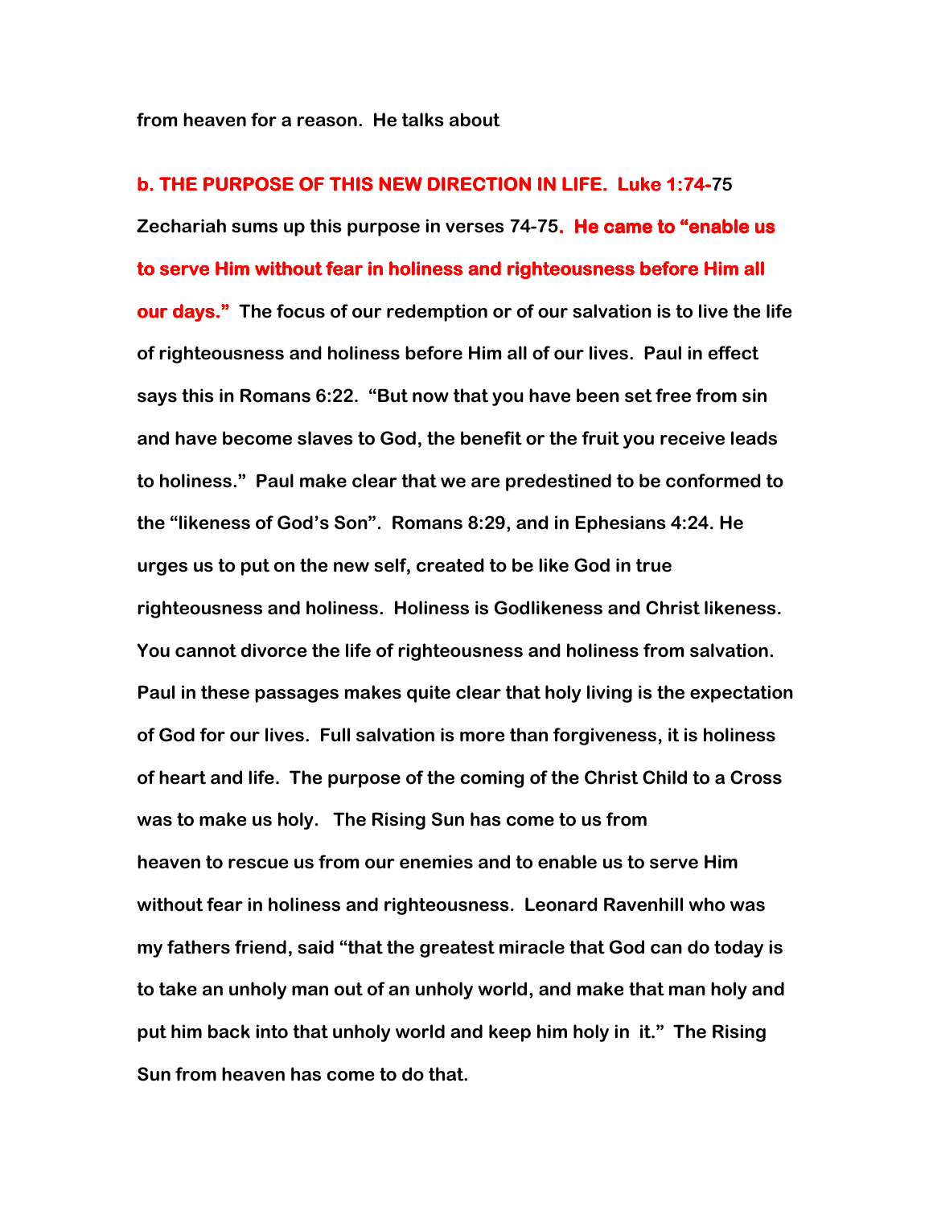from heaven for a reason.  He talks about

**b. THE PURPOSE OF THIS NEW DIRECTION IN LIFE.  Luke 1:74-75**

Zechariah sums up this purpose in verses 74-75**. He came to "enable us to serve Him without fear in holiness and righteousness before Him all our days."**  The focus of our redemption or of our salvation is to live the life of righteousness and holiness before Him all of our lives.  Paul in effect says this in Romans 6:22.  "But now that you have been set free from sin and have become slaves to God, the benefit or the fruit you receive leads to holiness."  Paul make clear that we are predestined to be conformed to the "likeness of God's Son".  Romans 8:29, and in Ephesians 4:24. He urges us to put on the new self, created to be like God in true righteousness and holiness.  Holiness is Godlikeness and Christ likeness.  You cannot divorce the life of righteousness and holiness from salvation.  Paul in these passages makes quite clear that holy living is the expectation of God for our lives.  Full salvation is more than forgiveness, it is holiness of heart and life.  The purpose of the coming of the Christ Child to a Cross was to make us holy.   The Rising Sun has come to us from heaven to rescue us from our enemies and to enable us to serve Him without fear in holiness and righteousness.  Leonard Ravenhill who was my fathers friend, said "that the greatest miracle that God can do today is to take an unholy man out of an unholy world, and make that man holy and put him back into that unholy world and keep him holy in  it."  The Rising Sun from heaven has come to do that.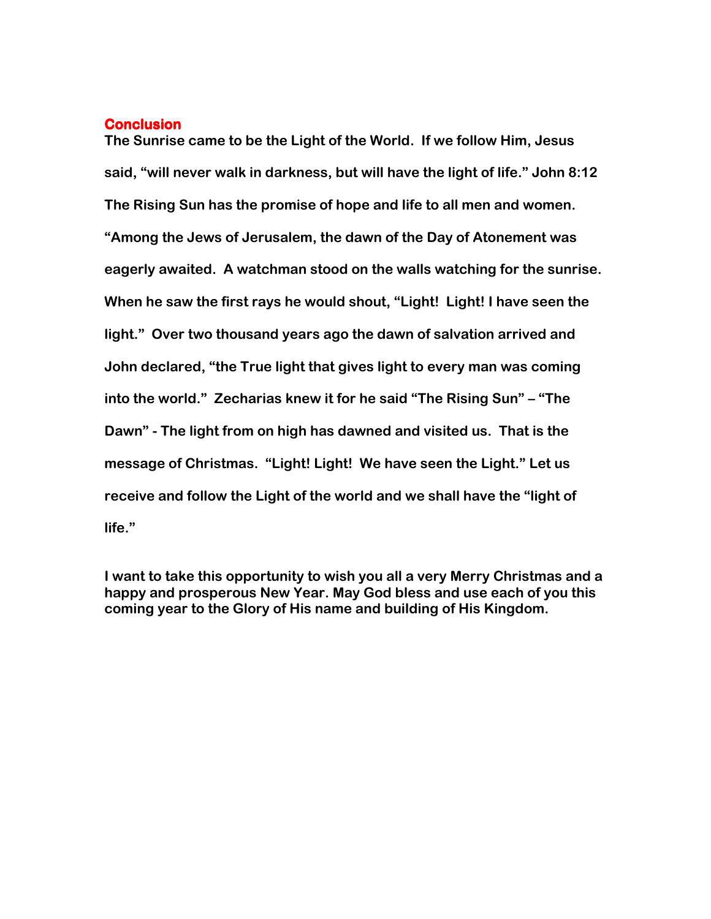## Conclusion

**The Sunrise came to be the Light of the World. If we follow Him, Jesus said, "will never walk in darkness, but will have the light of life." John 8:12 The Rising Sun has the promise of hope and life to all men and women. "Among the Jews of Jerusalem, the dawn of the Day of Atonement was eagerly awaited. A watchman stood on the walls watching for the sunrise. When he saw the first rays he would shout, "Light! Light! I have seen the light." Over two thousand years ago the dawn of salvation arrived and John declared, "the True light that gives light to every man was coming into the world." Zecharias knew it for he said "The Rising Sun" – "The Dawn" - The light from on high has dawned and visited us. That is the message of Christmas. "Light! Light! We have seen the Light." Let us receive and follow the Light of the world and we shall have the "light of life."**

**I want to take this opportunity to wish you all a very Merry Christmas and a happy and prosperous New Year. May God bless and use each of you this coming year to the Glory of His name and building of His Kingdom.**